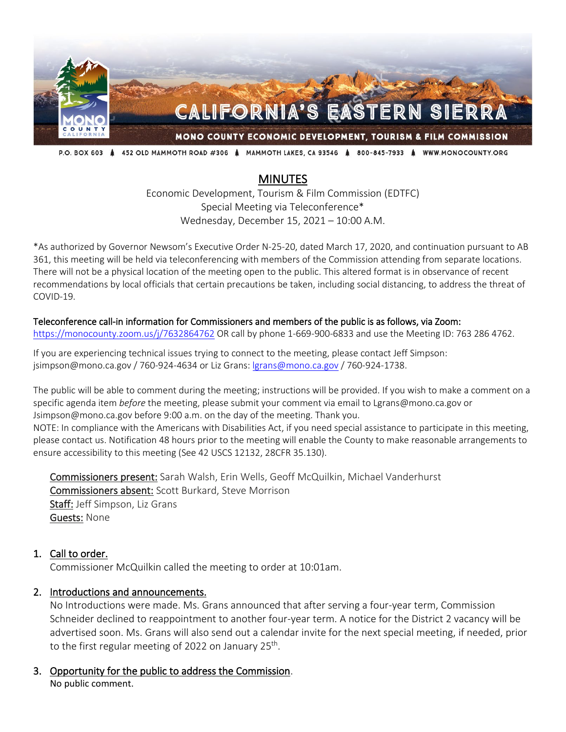CALIFORNIA'S EASTERN SIERRA

MONO COUNTY ECONOMIC DEVELOPMENT, TOURISM & FILM COMMISSION

P.O. BOX 603 · 452 OLD MAMMOTH ROAD #306 · MAMMOTH LAKES, CA 93546 · 800-845-7933 · WWW.MONOCOUNTY.ORG

# MINUTES

Economic Development, Tourism & Film Commission (EDTFC)
Special Meeting via Teleconference*
Wednesday, December 15, 2021 – 10:00 A.M.

*As authorized by Governor Newsom's Executive Order N-25-20, dated March 17, 2020, and continuation pursuant to AB 361, this meeting will be held via teleconferencing with members of the Commission attending from separate locations. There will not be a physical location of the meeting open to the public. This altered format is in observance of recent recommendations by local officials that certain precautions be taken, including social distancing, to address the threat of COVID-19.

**Teleconference call-in information for Commissioners and members of the public is as follows, via Zoom:**
https://monocounty.zoom.us/j/7632864762 OR call by phone 1-669-900-6833 and use the Meeting ID: 763 286 4762.

If you are experiencing technical issues trying to connect to the meeting, please contact Jeff Simpson: jsimpson@mono.ca.gov / 760-924-4634 or Liz Grans: lgrans@mono.ca.gov / 760-924-1738.

The public will be able to comment during the meeting; instructions will be provided. If you wish to make a comment on a specific agenda item *before* the meeting, please submit your comment via email to Lgrans@mono.ca.gov or Jsimpson@mono.ca.gov before 9:00 a.m. on the day of the meeting. Thank you.
NOTE: In compliance with the Americans with Disabilities Act, if you need special assistance to participate in this meeting, please contact us. Notification 48 hours prior to the meeting will enable the County to make reasonable arrangements to ensure accessibility to this meeting (See 42 USCS 12132, 28CFR 35.130).

Commissioners present: Sarah Walsh, Erin Wells, Geoff McQuilkin, Michael Vanderhurst
Commissioners absent: Scott Burkard, Steve Morrison
Staff: Jeff Simpson, Liz Grans
Guests: None

1. Call to order.
   Commissioner McQuilkin called the meeting to order at 10:01am.

2. Introductions and announcements.
   No Introductions were made. Ms. Grans announced that after serving a four-year term, Commission Schneider declined to reappointment to another four-year term. A notice for the District 2 vacancy will be advertised soon. Ms. Grans will also send out a calendar invite for the next special meeting, if needed, prior to the first regular meeting of 2022 on January 25th.

3. Opportunity for the public to address the Commission.
   No public comment.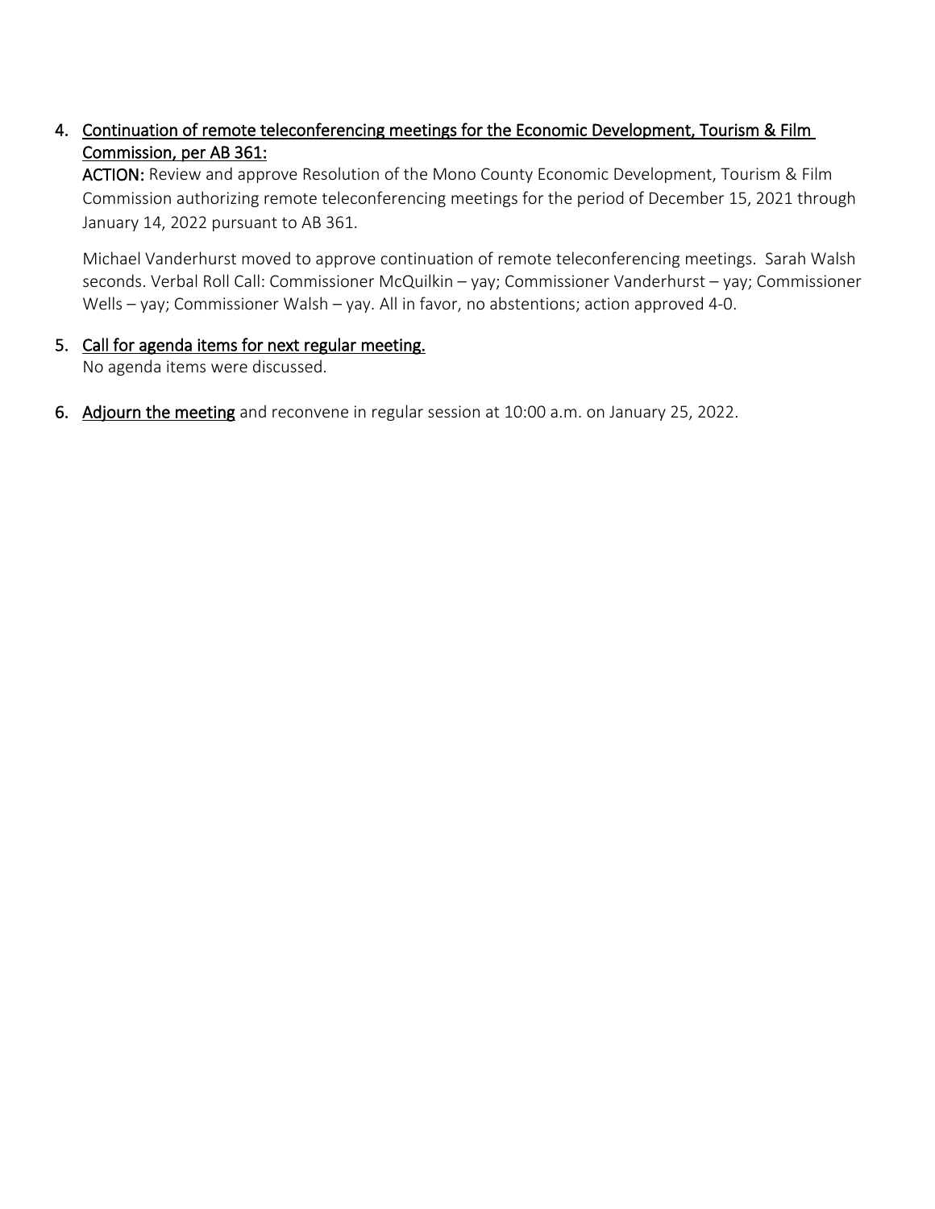4. Continuation of remote teleconferencing meetings for the Economic Development, Tourism & Film Commission, per AB 361:

   **ACTION:** Review and approve Resolution of the Mono County Economic Development, Tourism & Film Commission authorizing remote teleconferencing meetings for the period of December 15, 2021 through January 14, 2022 pursuant to AB 361.

   Michael Vanderhurst moved to approve continuation of remote teleconferencing meetings. Sarah Walsh seconds. Verbal Roll Call: Commissioner McQuilkin – yay; Commissioner Vanderhurst – yay; Commissioner Wells – yay; Commissioner Walsh – yay. All in favor, no abstentions; action approved 4-0.

5. Call for agenda items for next regular meeting.

   No agenda items were discussed.

6. **Adjourn the meeting** and reconvene in regular session at 10:00 a.m. on January 25, 2022.